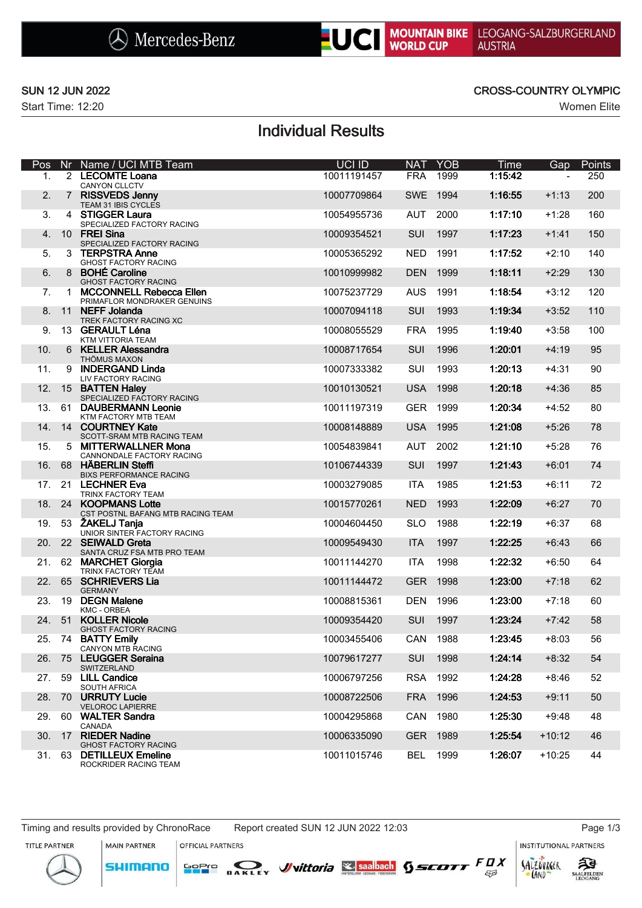Mercedes-Benz | UCI MOUNTAIN BIKE WORLD CUP | LEOGANG-SALZBURGERLAND AUSTRIA

**SUN 12 JUN 2022** — **CROSS-COUNTRY OLYMPIC**

Start Time: 12:20 — Women Elite

# Individual Results

| Pos | Nr | Name / UCI MTB Team | UCI ID | NAT | YOB | Time | Gap | Points |
|---|---|---|---|---|---|---|---|---|
| 1. | 2 | **LECOMTE Loana**<br>CANYON CLLCTV | 10011191457 | FRA | 1999 | **1:15:42** | - | 250 |
| 2. | 7 | **RISSVEDS Jenny**<br>TEAM 31 IBIS CYCLES | 10007709864 | SWE | 1994 | **1:16:55** | +1:13 | 200 |
| 3. | 4 | **STIGGER Laura**<br>SPECIALIZED FACTORY RACING | 10054955736 | AUT | 2000 | **1:17:10** | +1:28 | 160 |
| 4. | 10 | **FREI Sina**<br>SPECIALIZED FACTORY RACING | 10009354521 | SUI | 1997 | **1:17:23** | +1:41 | 150 |
| 5. | 3 | **TERPSTRA Anne**<br>GHOST FACTORY RACING | 10005365292 | NED | 1991 | **1:17:52** | +2:10 | 140 |
| 6. | 8 | **BOHÉ Caroline**<br>GHOST FACTORY RACING | 10010999982 | DEN | 1999 | **1:18:11** | +2:29 | 130 |
| 7. | 1 | **MCCONNELL Rebecca Ellen**<br>PRIMAFLOR MONDRAKER GENUINS | 10075237729 | AUS | 1991 | **1:18:54** | +3:12 | 120 |
| 8. | 11 | **NEFF Jolanda**<br>TREK FACTORY RACING XC | 10007094118 | SUI | 1993 | **1:19:34** | +3:52 | 110 |
| 9. | 13 | **GERAULT Léna**<br>KTM VITTORIA TEAM | 10008055529 | FRA | 1995 | **1:19:40** | +3:58 | 100 |
| 10. | 6 | **KELLER Alessandra**<br>THÖMUS MAXON | 10008717654 | SUI | 1996 | **1:20:01** | +4:19 | 95 |
| 11. | 9 | **INDERGAND Linda**<br>LIV FACTORY RACING | 10007333382 | SUI | 1993 | **1:20:13** | +4:31 | 90 |
| 12. | 15 | **BATTEN Haley**<br>SPECIALIZED FACTORY RACING | 10010130521 | USA | 1998 | **1:20:18** | +4:36 | 85 |
| 13. | 61 | **DAUBERMANN Leonie**<br>KTM FACTORY MTB TEAM | 10011197319 | GER | 1999 | **1:20:34** | +4:52 | 80 |
| 14. | 14 | **COURTNEY Kate**<br>SCOTT-SRAM MTB RACING TEAM | 10008148889 | USA | 1995 | **1:21:08** | +5:26 | 78 |
| 15. | 5 | **MITTERWALLNER Mona**<br>CANNONDALE FACTORY RACING | 10054839841 | AUT | 2002 | **1:21:10** | +5:28 | 76 |
| 16. | 68 | **HÄBERLIN Steffi**<br>BIXS PERFORMANCE RACING | 10106744339 | SUI | 1997 | **1:21:43** | +6:01 | 74 |
| 17. | 21 | **LECHNER Eva**<br>TRINX FACTORY TEAM | 10003279085 | ITA | 1985 | **1:21:53** | +6:11 | 72 |
| 18. | 24 | **KOOPMANS Lotte**<br>CST POSTNL BAFANG MTB RACING TEAM | 10015770261 | NED | 1993 | **1:22:09** | +6:27 | 70 |
| 19. | 53 | **ŽAKELJ Tanja**<br>UNIOR SINTER FACTORY RACING | 10004604450 | SLO | 1988 | **1:22:19** | +6:37 | 68 |
| 20. | 22 | **SEIWALD Greta**<br>SANTA CRUZ FSA MTB PRO TEAM | 10009549430 | ITA | 1997 | **1:22:25** | +6:43 | 66 |
| 21. | 62 | **MARCHET Giorgia**<br>TRINX FACTORY TEAM | 10011144270 | ITA | 1998 | **1:22:32** | +6:50 | 64 |
| 22. | 65 | **SCHRIEVERS Lia**<br>GERMANY | 10011144472 | GER | 1998 | **1:23:00** | +7:18 | 62 |
| 23. | 19 | **DEGN Malene**<br>KMC - ORBEA | 10008815361 | DEN | 1996 | **1:23:00** | +7:18 | 60 |
| 24. | 51 | **KOLLER Nicole**<br>GHOST FACTORY RACING | 10009354420 | SUI | 1997 | **1:23:24** | +7:42 | 58 |
| 25. | 74 | **BATTY Emily**<br>CANYON MTB RACING | 10003455406 | CAN | 1988 | **1:23:45** | +8:03 | 56 |
| 26. | 75 | **LEUGGER Seraina**<br>SWITZERLAND | 10079617277 | SUI | 1998 | **1:24:14** | +8:32 | 54 |
| 27. | 59 | **LILL Candice**<br>SOUTH AFRICA | 10006797256 | RSA | 1992 | **1:24:28** | +8:46 | 52 |
| 28. | 70 | **URRUTY Lucie**<br>VELOROC LAPIERRE | 10008722506 | FRA | 1996 | **1:24:53** | +9:11 | 50 |
| 29. | 60 | **WALTER Sandra**<br>CANADA | 10004295868 | CAN | 1980 | **1:25:30** | +9:48 | 48 |
| 30. | 17 | **RIEDER Nadine**<br>GHOST FACTORY RACING | 10006335090 | GER | 1989 | **1:25:54** | +10:12 | 46 |
| 31. | 63 | **DETILLEUX Emeline**<br>ROCKRIDER RACING TEAM | 10011015746 | BEL | 1999 | **1:26:07** | +10:25 | 44 |

Timing and results provided by ChronoRace — Report created SUN 12 JUN 2022 12:03

TITLE PARTNER: Mercedes-Benz | MAIN PARTNER: SHIMANO | OFFICIAL PARTNERS: GoPro, OAKLEY, vittoria, saalbach, SCOTT, FOX | INSTITUTIONAL PARTNERS: SalzburgerLand, Saalfelden Leogang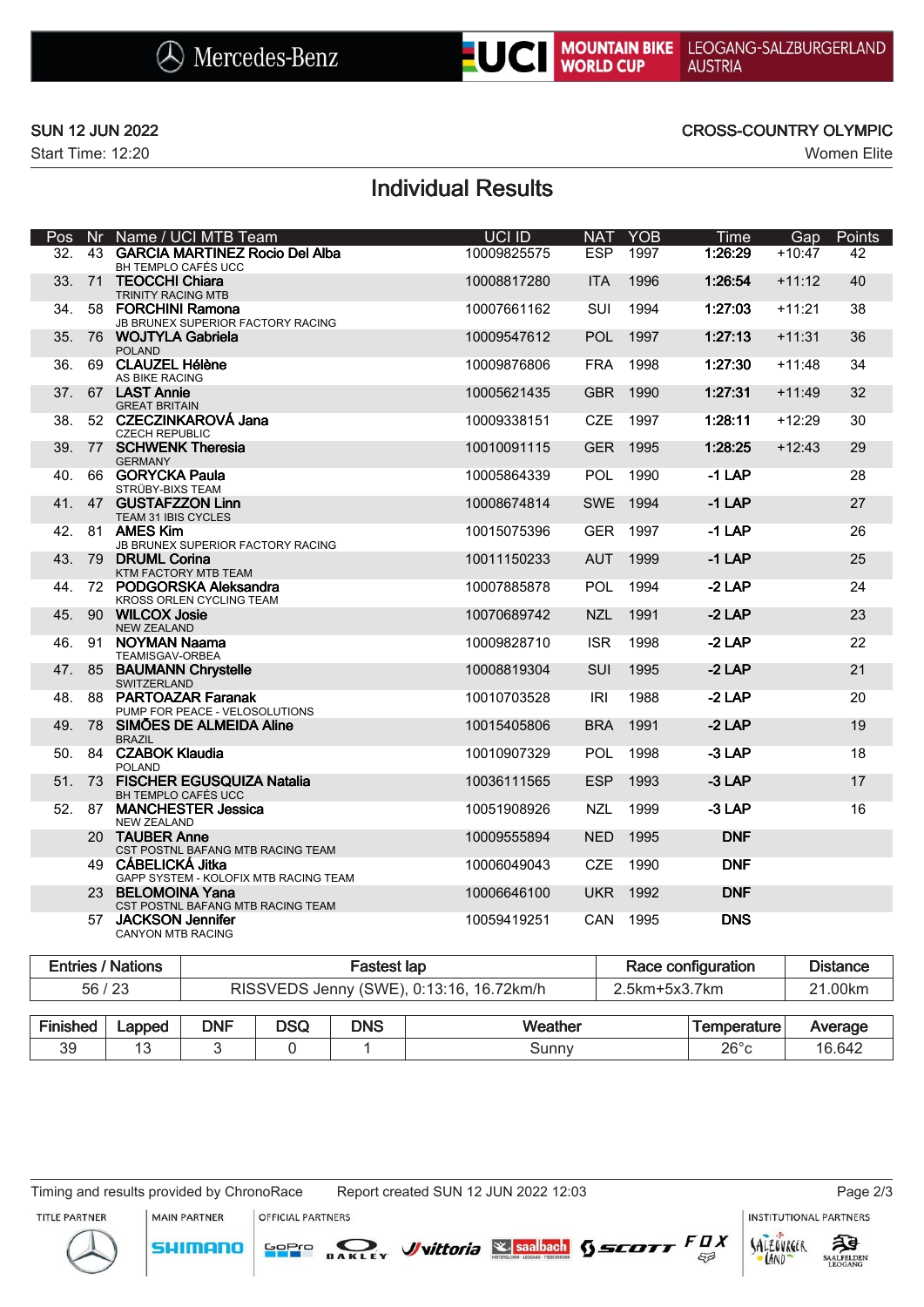SUN 12 JUN 2022

Start Time: 12:20

CROSS-COUNTRY OLYMPIC

Women Elite

# Individual Results

| Pos | Nr | Name / UCI MTB Team | UCI ID | NAT | YOB | Time | Gap | Points |
|---|---|---|---|---|---|---|---|---|
| 32. | 43 | **GARCIA MARTINEZ Rocio Del Alba**<br>BH TEMPLO CAFÉS UCC | 10009825575 | ESP | 1997 | **1:26:29** | +10:47 | 42 |
| 33. | 71 | **TEOCCHI Chiara**<br>TRINITY RACING MTB | 10008817280 | ITA | 1996 | **1:26:54** | +11:12 | 40 |
| 34. | 58 | **FORCHINI Ramona**<br>JB BRUNEX SUPERIOR FACTORY RACING | 10007661162 | SUI | 1994 | **1:27:03** | +11:21 | 38 |
| 35. | 76 | **WOJTYLA Gabriela**<br>POLAND | 10009547612 | POL | 1997 | **1:27:13** | +11:31 | 36 |
| 36. | 69 | **CLAUZEL Hélène**<br>AS BIKE RACING | 10009876806 | FRA | 1998 | **1:27:30** | +11:48 | 34 |
| 37. | 67 | **LAST Annie**<br>GREAT BRITAIN | 10005621435 | GBR | 1990 | **1:27:31** | +11:49 | 32 |
| 38. | 52 | **CZECZINKAROVÁ Jana**<br>CZECH REPUBLIC | 10009338151 | CZE | 1997 | **1:28:11** | +12:29 | 30 |
| 39. | 77 | **SCHWENK Theresia**<br>GERMANY | 10010091115 | GER | 1995 | **1:28:25** | +12:43 | 29 |
| 40. | 66 | **GORYCKA Paula**<br>STRÜBY-BIXS TEAM | 10005864339 | POL | 1990 | **-1 LAP** | | 28 |
| 41. | 47 | **GUSTAFZZON Linn**<br>TEAM 31 IBIS CYCLES | 10008674814 | SWE | 1994 | **-1 LAP** | | 27 |
| 42. | 81 | **AMES Kim**<br>JB BRUNEX SUPERIOR FACTORY RACING | 10015075396 | GER | 1997 | **-1 LAP** | | 26 |
| 43. | 79 | **DRUML Corina**<br>KTM FACTORY MTB TEAM | 10011150233 | AUT | 1999 | **-1 LAP** | | 25 |
| 44. | 72 | **PODGORSKA Aleksandra**<br>KROSS ORLEN CYCLING TEAM | 10007885878 | POL | 1994 | **-2 LAP** | | 24 |
| 45. | 90 | **WILCOX Josie**<br>NEW ZEALAND | 10070689742 | NZL | 1991 | **-2 LAP** | | 23 |
| 46. | 91 | **NOYMAN Naama**<br>TEAMISGAV-ORBEA | 10009828710 | ISR | 1998 | **-2 LAP** | | 22 |
| 47. | 85 | **BAUMANN Chrystelle**<br>SWITZERLAND | 10008819304 | SUI | 1995 | **-2 LAP** | | 21 |
| 48. | 88 | **PARTOAZAR Faranak**<br>PUMP FOR PEACE - VELOSOLUTIONS | 10010703528 | IRI | 1988 | **-2 LAP** | | 20 |
| 49. | 78 | **SIMÕES DE ALMEIDA Aline**<br>BRAZIL | 10015405806 | BRA | 1991 | **-2 LAP** | | 19 |
| 50. | 84 | **CZABOK Klaudia**<br>POLAND | 10010907329 | POL | 1998 | **-3 LAP** | | 18 |
| 51. | 73 | **FISCHER EGUSQUIZA Natalia**<br>BH TEMPLO CAFÉS UCC | 10036111565 | ESP | 1993 | **-3 LAP** | | 17 |
| 52. | 87 | **MANCHESTER Jessica**<br>NEW ZEALAND | 10051908926 | NZL | 1999 | **-3 LAP** | | 16 |
| | 20 | **TAUBER Anne**<br>CST POSTNL BAFANG MTB RACING TEAM | 10009555894 | NED | 1995 | **DNF** | | |
| | 49 | **CÁBELICKÁ Jitka**<br>GAPP SYSTEM - KOLOFIX MTB RACING TEAM | 10006049043 | CZE | 1990 | **DNF** | | |
| | 23 | **BELOMOINA Yana**<br>CST POSTNL BAFANG MTB RACING TEAM | 10006646100 | UKR | 1992 | **DNF** | | |
| | 57 | **JACKSON Jennifer**<br>CANYON MTB RACING | 10059419251 | CAN | 1995 | **DNS** | | |

| Entries / Nations | Fastest lap | Race configuration | Distance |
|---|---|---|---|
| 56 / 23 | RISSVEDS Jenny (SWE), 0:13:16, 16.72km/h | 2.5km+5x3.7km | 21.00km |

| Finished | Lapped | DNF | DSQ | DNS | Weather | Temperature | Average |
|---|---|---|---|---|---|---|---|
| 39 | 13 | 3 | 0 | 1 | Sunny | 26°c | 16.642 |

Timing and results provided by ChronoRace Report created SUN 12 JUN 2022 12:03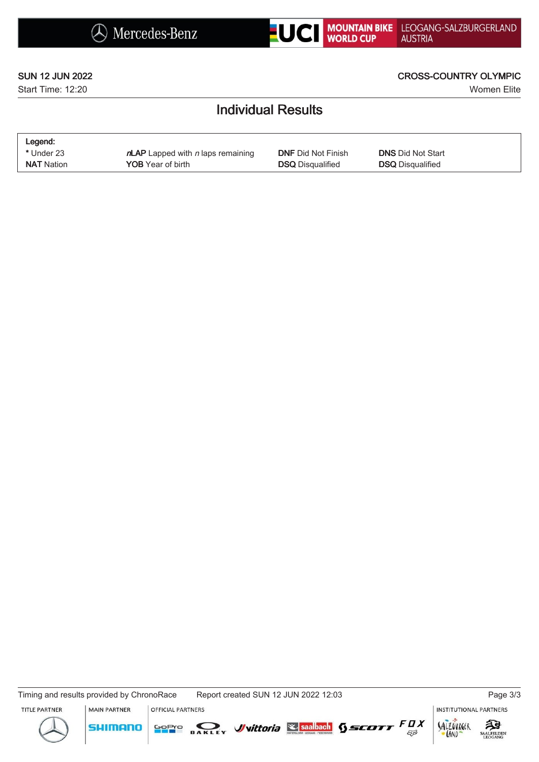| Legend: | | | |
| --- | --- | --- | --- |
| * Under 23 | *n*LAP Lapped with *n* laps remaining | DNF Did Not Finish | DNS Did Not Start |
| NAT Nation | YOB Year of birth | DSQ Disqualified | DSQ Disqualified |